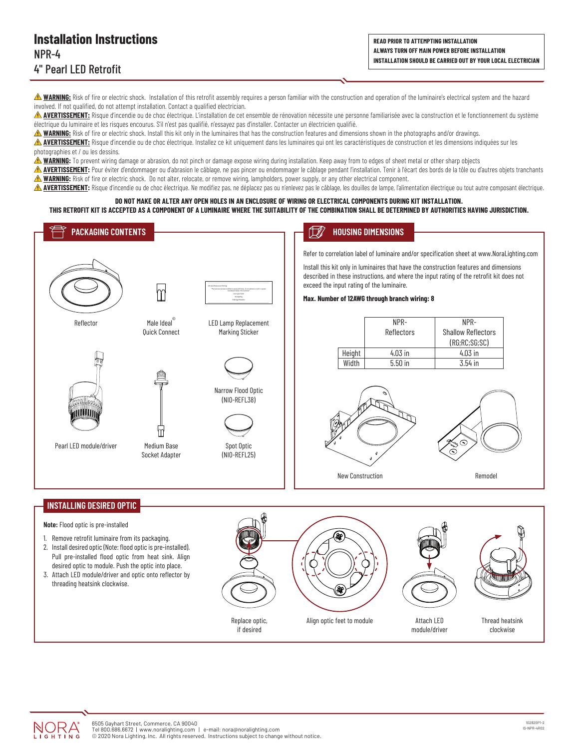# Installation Instructions

NPR-4

4" Pearl LED Retrofit

**READ PRIOR TO ATTEMPTING INSTALLATION**
**ALWAYS TURN OFF MAIN POWER BEFORE INSTALLATION**
**INSTALLATION SHOULD BE CARRIED OUT BY YOUR LOCAL ELECTRICIAN**

⚠ **WARNING:** Risk of fire or electric shock. Installation of this retrofit assembly requires a person familiar with the construction and operation of the luminaire's electrical system and the hazard involved. If not qualified, do not attempt installation. Contact a qualified electrician.

⚠ **AVERTISSEMENT:** Risque d'incendie ou de choc électrique. L'installation de cet ensemble de rénovation nécessite une personne familiarisée avec la construction et le fonctionnement du système électrique du luminaire et les risques encourus. S'il n'est pas qualifié, n'essayez pas d'installer. Contacter un électricien qualifié.

⚠ **WARNING:** Risk of fire or electric shock. Install this kit only in the luminaires that has the construction features and dimensions shown in the photographs and/or drawings.

⚠ **AVERTISSEMENT:** Risque d'incendie ou de choc électrique. Installez ce kit uniquement dans les luminaires qui ont les caractéristiques de construction et les dimensions indiquées sur les photographies et / ou les dessins.

⚠ **WARNING:** To prevent wiring damage or abrasion, do not pinch or damage expose wiring during installation. Keep away from to edges of sheet metal or other sharp objects

⚠ **AVERTISSEMENT:** Pour éviter d'endommager ou d'abrasion le câblage, ne pas pincer ou endommager le câblage pendant l'installation. Tenir à l'écart des bords de la tôle ou d'autres objets tranchants

⚠ **WARNING:** Risk of fire or electric shock. Do not alter, relocate, or remove wiring, lampholders, power supply, or any other electrical component.

⚠ **AVERTISSEMENT:** Risque d'incendie ou de choc électrique. Ne modifiez pas, ne déplacez pas ou n'enlevez pas le câblage, les douilles de lampe, l'alimentation électrique ou tout autre composant électrique.

**DO NOT MAKE OR ALTER ANY OPEN HOLES IN AN ENCLOSURE OF WIRING OR ELECTRICAL COMPONENTS DURING KIT INSTALLATION.**
**THIS RETROFIT KIT IS ACCEPTED AS A COMPONENT OF A LUMINAIRE WHERE THE SUITABILITY OF THE COMBINATION SHALL BE DETERMINED BY AUTHORITIES HAVING JURISDICTION.**

## PACKAGING CONTENTS

Reflector

Male Ideal® Quick Connect

LED Lamp Replacement Marking Sticker

Pearl LED module/driver

Medium Base Socket Adapter

Narrow Flood Optic (NIO-REFL38)

Spot Optic (NIO-REFL25)

## HOUSING DIMENSIONS

Refer to correlation label of luminaire and/or specification sheet at www.NoraLighting.com

Install this kit only in luminaires that have the construction features and dimensions described in these instructions, and where the input rating of the retrofit kit does not exceed the input rating of the luminaire.

**Max. Number of 12AWG through branch wiring: 8**

| | NPR-Reflectors | NPR-Shallow Reflectors (RG;RC;SG;SC) |
|---|---|---|
| Height | 4.03 in | 4.03 in |
| Width | 5.50 in | 3.54 in |

New Construction

Remodel

## INSTALLING DESIRED OPTIC

**Note:** Flood optic is pre-installed

1. Remove retrofit luminaire from its packaging.
2. Install desired optic (Note: flood optic is pre-installed). Pull pre-installed flood optic from heat sink. Align desired optic to module. Push the optic into place.
3. Attach LED module/driver and optic onto reflector by threading heatsink clockwise.

Replace optic, if desired

Align optic feet to module

Attach LED module/driver

Thread heatsink clockwise

6505 Gayhart Street, Commerce, CA 90040
Tel 800.686.6672 | www.noralighting.com | e-mail: nora@noralighting.com
© 2020 Nora Lighting, Inc. All rights reserved. Instructions subject to change without notice.

102820P1-2
IS-NPR-4R02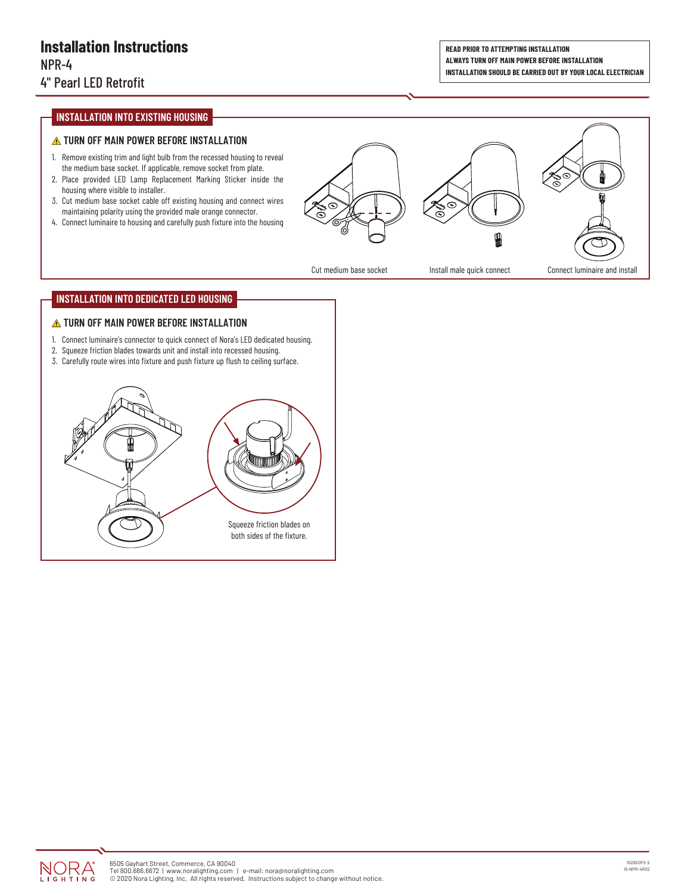# Installation Instructions

NPR-4

4" Pearl LED Retrofit

**READ PRIOR TO ATTEMPTING INSTALLATION**
**ALWAYS TURN OFF MAIN POWER BEFORE INSTALLATION**
**INSTALLATION SHOULD BE CARRIED OUT BY YOUR LOCAL ELECTRICIAN**

## INSTALLATION INTO EXISTING HOUSING

### ⚠ TURN OFF MAIN POWER BEFORE INSTALLATION

1. Remove existing trim and light bulb from the recessed housing to reveal the medium base socket. If applicable, remove socket from plate.
2. Place provided LED Lamp Replacement Marking Sticker inside the housing where visible to installer.
3. Cut medium base socket cable off existing housing and connect wires maintaining polarity using the provided male orange connector.
4. Connect luminaire to housing and carefully push fixture into the housing

Cut medium base socket

Install male quick connect

Connect luminaire and install

## INSTALLATION INTO DEDICATED LED HOUSING

### ⚠ TURN OFF MAIN POWER BEFORE INSTALLATION

1. Connect luminaire's connector to quick connect of Nora's LED dedicated housing.
2. Squeeze friction blades towards unit and install into recessed housing.
3. Carefully route wires into fixture and push fixture up flush to ceiling surface.

Squeeze friction blades on both sides of the fixture.

NORA® LIGHTING

6505 Gayhart Street, Commerce, CA 90040
Tel 800.686.6672 | www.noralighting.com | e-mail: nora@noralighting.com
© 2020 Nora Lighting, Inc. All rights reserved. Instructions subject to change without notice.

102820P2-2
IS-NPR-4R02